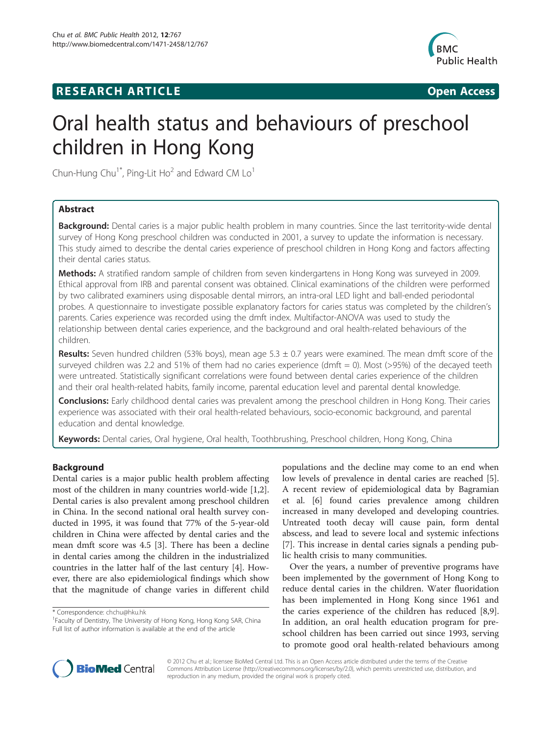RESEARCH ARTICLE **Open Access**

# Oral health status and behaviours of preschool children in Hong Kong

Chun-Hung Chu[1*], Ping-Lit Ho[2] and Edward CM Lo[1]

## Abstract

**Background:** Dental caries is a major public health problem in many countries. Since the last territory-wide dental survey of Hong Kong preschool children was conducted in 2001, a survey to update the information is necessary. This study aimed to describe the dental caries experience of preschool children in Hong Kong and factors affecting their dental caries status.

**Methods:** A stratified random sample of children from seven kindergartens in Hong Kong was surveyed in 2009. Ethical approval from IRB and parental consent was obtained. Clinical examinations of the children were performed by two calibrated examiners using disposable dental mirrors, an intra-oral LED light and ball-ended periodontal probes. A questionnaire to investigate possible explanatory factors for caries status was completed by the children's parents. Caries experience was recorded using the dmft index. Multifactor-ANOVA was used to study the relationship between dental caries experience, and the background and oral health-related behaviours of the children.

**Results:** Seven hundred children (53% boys), mean age 5.3 ± 0.7 years were examined. The mean dmft score of the surveyed children was 2.2 and 51% of them had no caries experience (dmft = 0). Most (>95%) of the decayed teeth were untreated. Statistically significant correlations were found between dental caries experience of the children and their oral health-related habits, family income, parental education level and parental dental knowledge.

**Conclusions:** Early childhood dental caries was prevalent among the preschool children in Hong Kong. Their caries experience was associated with their oral health-related behaviours, socio-economic background, and parental education and dental knowledge.

**Keywords:** Dental caries, Oral hygiene, Oral health, Toothbrushing, Preschool children, Hong Kong, China

## Background

Dental caries is a major public health problem affecting most of the children in many countries world-wide [1,2]. Dental caries is also prevalent among preschool children in China. In the second national oral health survey conducted in 1995, it was found that 77% of the 5-year-old children in China were affected by dental caries and the mean dmft score was 4.5 [3]. There has been a decline in dental caries among the children in the industrialized countries in the latter half of the last century [4]. However, there are also epidemiological findings which show that the magnitude of change varies in different child populations and the decline may come to an end when low levels of prevalence in dental caries are reached [5]. A recent review of epidemiological data by Bagramian et al. [6] found caries prevalence among children increased in many developed and developing countries. Untreated tooth decay will cause pain, form dental abscess, and lead to severe local and systemic infections [7]. This increase in dental caries signals a pending public health crisis to many communities.

Over the years, a number of preventive programs have been implemented by the government of Hong Kong to reduce dental caries in the children. Water fluoridation has been implemented in Hong Kong since 1961 and the caries experience of the children has reduced [8,9]. In addition, an oral health education program for preschool children has been carried out since 1993, serving to promote good oral health-related behaviours among

\* Correspondence: chchu@hku.hk
[1]Faculty of Dentistry, The University of Hong Kong, Hong Kong SAR, China
Full list of author information is available at the end of the article

© 2012 Chu et al.; licensee BioMed Central Ltd. This is an Open Access article distributed under the terms of the Creative Commons Attribution License (http://creativecommons.org/licenses/by/2.0), which permits unrestricted use, distribution, and reproduction in any medium, provided the original work is properly cited.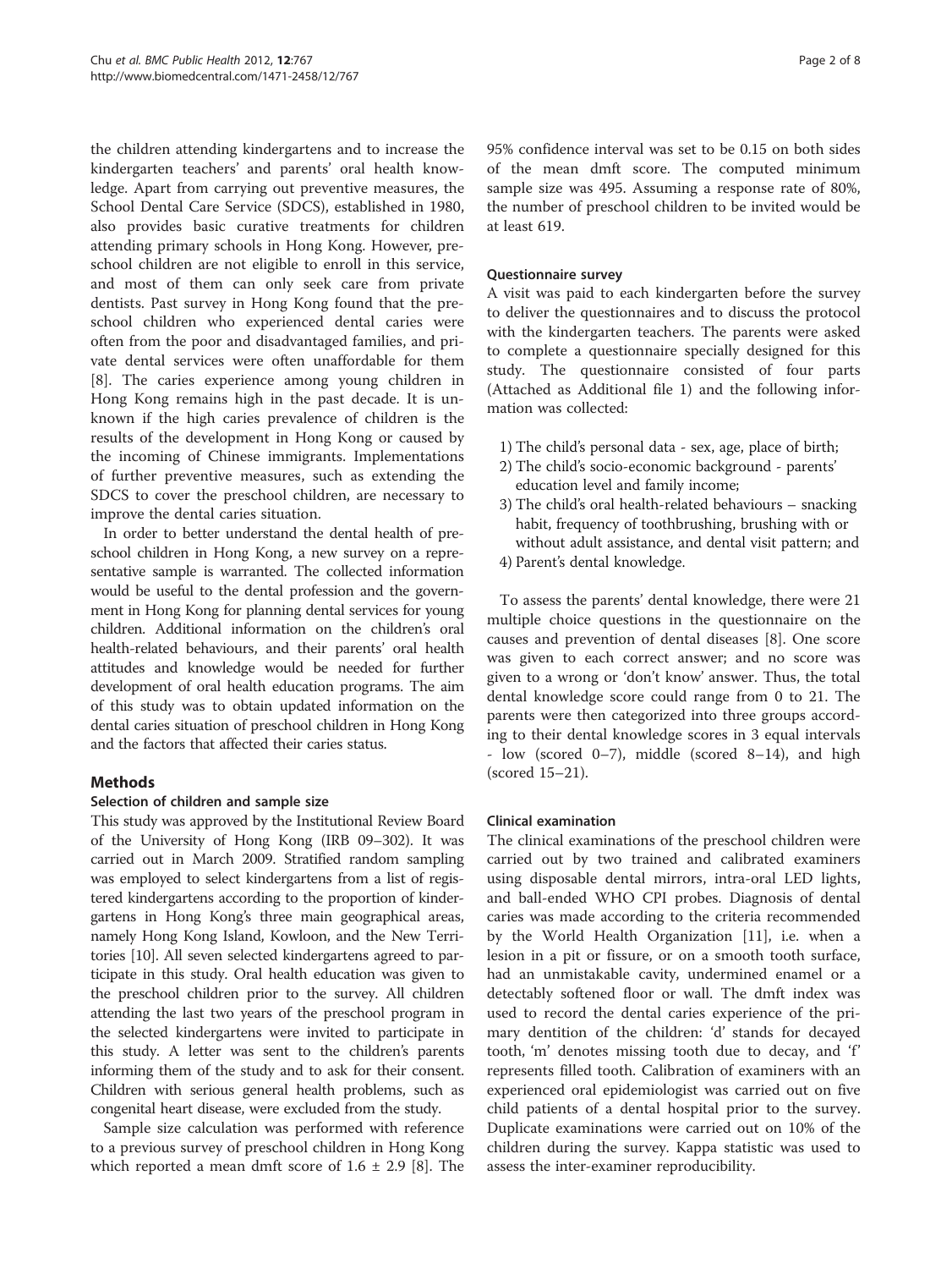the children attending kindergartens and to increase the kindergarten teachers' and parents' oral health knowledge. Apart from carrying out preventive measures, the School Dental Care Service (SDCS), established in 1980, also provides basic curative treatments for children attending primary schools in Hong Kong. However, preschool children are not eligible to enroll in this service, and most of them can only seek care from private dentists. Past survey in Hong Kong found that the preschool children who experienced dental caries were often from the poor and disadvantaged families, and private dental services were often unaffordable for them [8]. The caries experience among young children in Hong Kong remains high in the past decade. It is unknown if the high caries prevalence of children is the results of the development in Hong Kong or caused by the incoming of Chinese immigrants. Implementations of further preventive measures, such as extending the SDCS to cover the preschool children, are necessary to improve the dental caries situation.

In order to better understand the dental health of preschool children in Hong Kong, a new survey on a representative sample is warranted. The collected information would be useful to the dental profession and the government in Hong Kong for planning dental services for young children. Additional information on the children's oral health-related behaviours, and their parents' oral health attitudes and knowledge would be needed for further development of oral health education programs. The aim of this study was to obtain updated information on the dental caries situation of preschool children in Hong Kong and the factors that affected their caries status.

## Methods

### Selection of children and sample size

This study was approved by the Institutional Review Board of the University of Hong Kong (IRB 09–302). It was carried out in March 2009. Stratified random sampling was employed to select kindergartens from a list of registered kindergartens according to the proportion of kindergartens in Hong Kong's three main geographical areas, namely Hong Kong Island, Kowloon, and the New Territories [10]. All seven selected kindergartens agreed to participate in this study. Oral health education was given to the preschool children prior to the survey. All children attending the last two years of the preschool program in the selected kindergartens were invited to participate in this study. A letter was sent to the children's parents informing them of the study and to ask for their consent. Children with serious general health problems, such as congenital heart disease, were excluded from the study.

Sample size calculation was performed with reference to a previous survey of preschool children in Hong Kong which reported a mean dmft score of 1.6 ± 2.9 [8]. The 95% confidence interval was set to be 0.15 on both sides of the mean dmft score. The computed minimum sample size was 495. Assuming a response rate of 80%, the number of preschool children to be invited would be at least 619.

### Questionnaire survey

A visit was paid to each kindergarten before the survey to deliver the questionnaires and to discuss the protocol with the kindergarten teachers. The parents were asked to complete a questionnaire specially designed for this study. The questionnaire consisted of four parts (Attached as Additional file 1) and the following information was collected:

1) The child's personal data - sex, age, place of birth;
2) The child's socio-economic background - parents' education level and family income;
3) The child's oral health-related behaviours – snacking habit, frequency of toothbrushing, brushing with or without adult assistance, and dental visit pattern; and
4) Parent's dental knowledge.

To assess the parents' dental knowledge, there were 21 multiple choice questions in the questionnaire on the causes and prevention of dental diseases [8]. One score was given to each correct answer; and no score was given to a wrong or 'don't know' answer. Thus, the total dental knowledge score could range from 0 to 21. The parents were then categorized into three groups according to their dental knowledge scores in 3 equal intervals - low (scored 0–7), middle (scored 8–14), and high (scored 15–21).

### Clinical examination

The clinical examinations of the preschool children were carried out by two trained and calibrated examiners using disposable dental mirrors, intra-oral LED lights, and ball-ended WHO CPI probes. Diagnosis of dental caries was made according to the criteria recommended by the World Health Organization [11], i.e. when a lesion in a pit or fissure, or on a smooth tooth surface, had an unmistakable cavity, undermined enamel or a detectably softened floor or wall. The dmft index was used to record the dental caries experience of the primary dentition of the children: 'd' stands for decayed tooth, 'm' denotes missing tooth due to decay, and 'f' represents filled tooth. Calibration of examiners with an experienced oral epidemiologist was carried out on five child patients of a dental hospital prior to the survey. Duplicate examinations were carried out on 10% of the children during the survey. Kappa statistic was used to assess the inter-examiner reproducibility.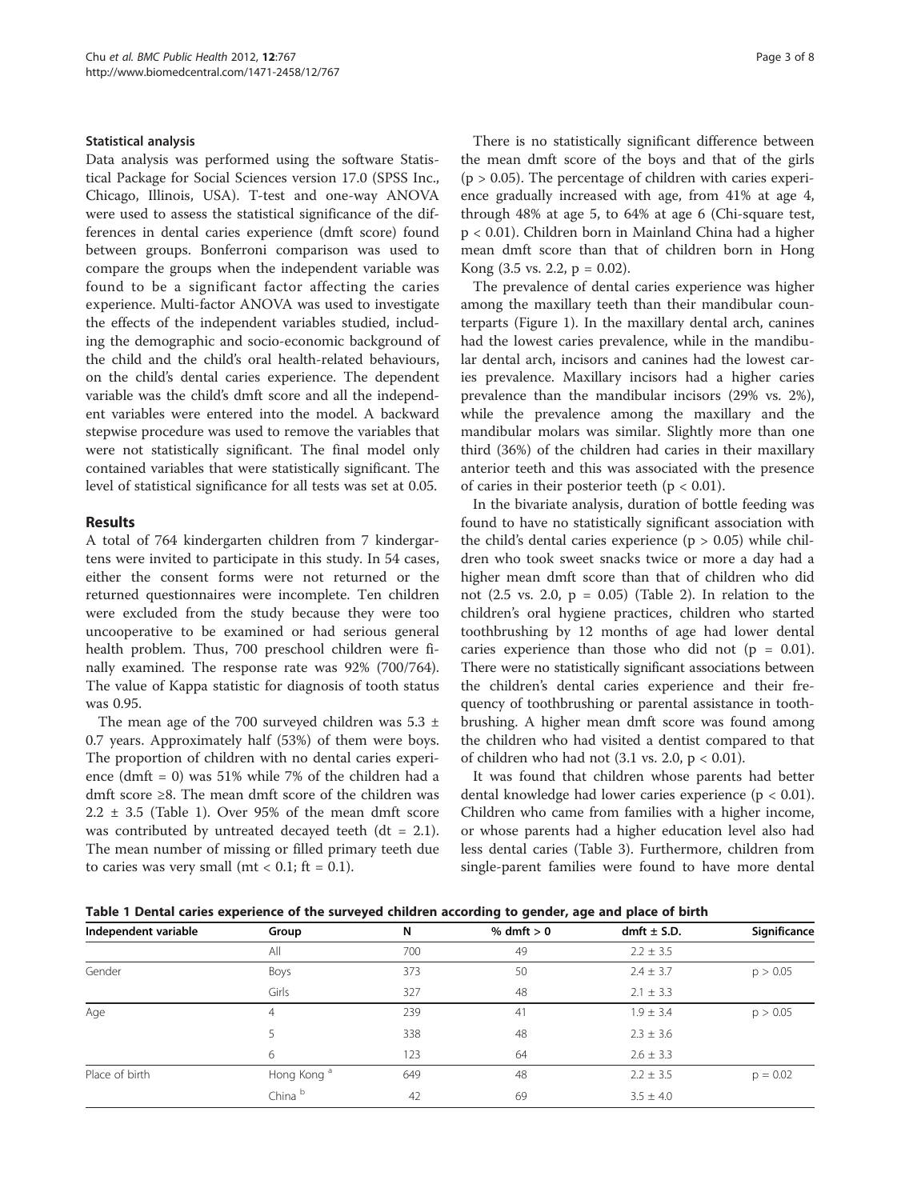### Statistical analysis

Data analysis was performed using the software Statistical Package for Social Sciences version 17.0 (SPSS Inc., Chicago, Illinois, USA). T-test and one-way ANOVA were used to assess the statistical significance of the differences in dental caries experience (dmft score) found between groups. Bonferroni comparison was used to compare the groups when the independent variable was found to be a significant factor affecting the caries experience. Multi-factor ANOVA was used to investigate the effects of the independent variables studied, including the demographic and socio-economic background of the child and the child's oral health-related behaviours, on the child's dental caries experience. The dependent variable was the child's dmft score and all the independent variables were entered into the model. A backward stepwise procedure was used to remove the variables that were not statistically significant. The final model only contained variables that were statistically significant. The level of statistical significance for all tests was set at 0.05.

## Results

A total of 764 kindergarten children from 7 kindergartens were invited to participate in this study. In 54 cases, either the consent forms were not returned or the returned questionnaires were incomplete. Ten children were excluded from the study because they were too uncooperative to be examined or had serious general health problem. Thus, 700 preschool children were finally examined. The response rate was 92% (700/764). The value of Kappa statistic for diagnosis of tooth status was 0.95.

The mean age of the 700 surveyed children was 5.3 ± 0.7 years. Approximately half (53%) of them were boys. The proportion of children with no dental caries experience (dmft = 0) was 51% while 7% of the children had a dmft score ≥8. The mean dmft score of the children was 2.2 ± 3.5 (Table 1). Over 95% of the mean dmft score was contributed by untreated decayed teeth (dt = 2.1). The mean number of missing or filled primary teeth due to caries was very small (mt < 0.1; ft = 0.1).

There is no statistically significant difference between the mean dmft score of the boys and that of the girls ($p > 0.05$). The percentage of children with caries experience gradually increased with age, from 41% at age 4, through 48% at age 5, to 64% at age 6 (Chi-square test, $p < 0.01$). Children born in Mainland China had a higher mean dmft score than that of children born in Hong Kong (3.5 vs. 2.2, $p = 0.02$).

The prevalence of dental caries experience was higher among the maxillary teeth than their mandibular counterparts (Figure 1). In the maxillary dental arch, canines had the lowest caries prevalence, while in the mandibular dental arch, incisors and canines had the lowest caries prevalence. Maxillary incisors had a higher caries prevalence than the mandibular incisors (29% vs. 2%), while the prevalence among the maxillary and the mandibular molars was similar. Slightly more than one third (36%) of the children had caries in their maxillary anterior teeth and this was associated with the presence of caries in their posterior teeth ($p < 0.01$).

In the bivariate analysis, duration of bottle feeding was found to have no statistically significant association with the child's dental caries experience ($p > 0.05$) while children who took sweet snacks twice or more a day had a higher mean dmft score than that of children who did not (2.5 vs. 2.0, $p = 0.05$) (Table 2). In relation to the children's oral hygiene practices, children who started toothbrushing by 12 months of age had lower dental caries experience than those who did not ($p = 0.01$). There were no statistically significant associations between the children's dental caries experience and their frequency of toothbrushing or parental assistance in toothbrushing. A higher mean dmft score was found among the children who had visited a dentist compared to that of children who had not (3.1 vs. 2.0, $p < 0.01$).

It was found that children whose parents had better dental knowledge had lower caries experience ($p < 0.01$). Children who came from families with a higher income, or whose parents had a higher education level also had less dental caries (Table 3). Furthermore, children from single-parent families were found to have more dental

**Table 1 Dental caries experience of the surveyed children according to gender, age and place of birth**

| Independent variable | Group | N | % dmft > 0 | dmft ± S.D. | Significance |
|---|---|---|---|---|---|
| | All | 700 | 49 | 2.2 ± 3.5 | |
| Gender | Boys | 373 | 50 | 2.4 ± 3.7 | p > 0.05 |
| | Girls | 327 | 48 | 2.1 ± 3.3 | |
| Age | 4 | 239 | 41 | 1.9 ± 3.4 | p > 0.05 |
| | 5 | 338 | 48 | 2.3 ± 3.6 | |
| | 6 | 123 | 64 | 2.6 ± 3.3 | |
| Place of birth | Hong Kong [a] | 649 | 48 | 2.2 ± 3.5 | p = 0.02 |
| | China [b] | 42 | 69 | 3.5 ± 4.0 | |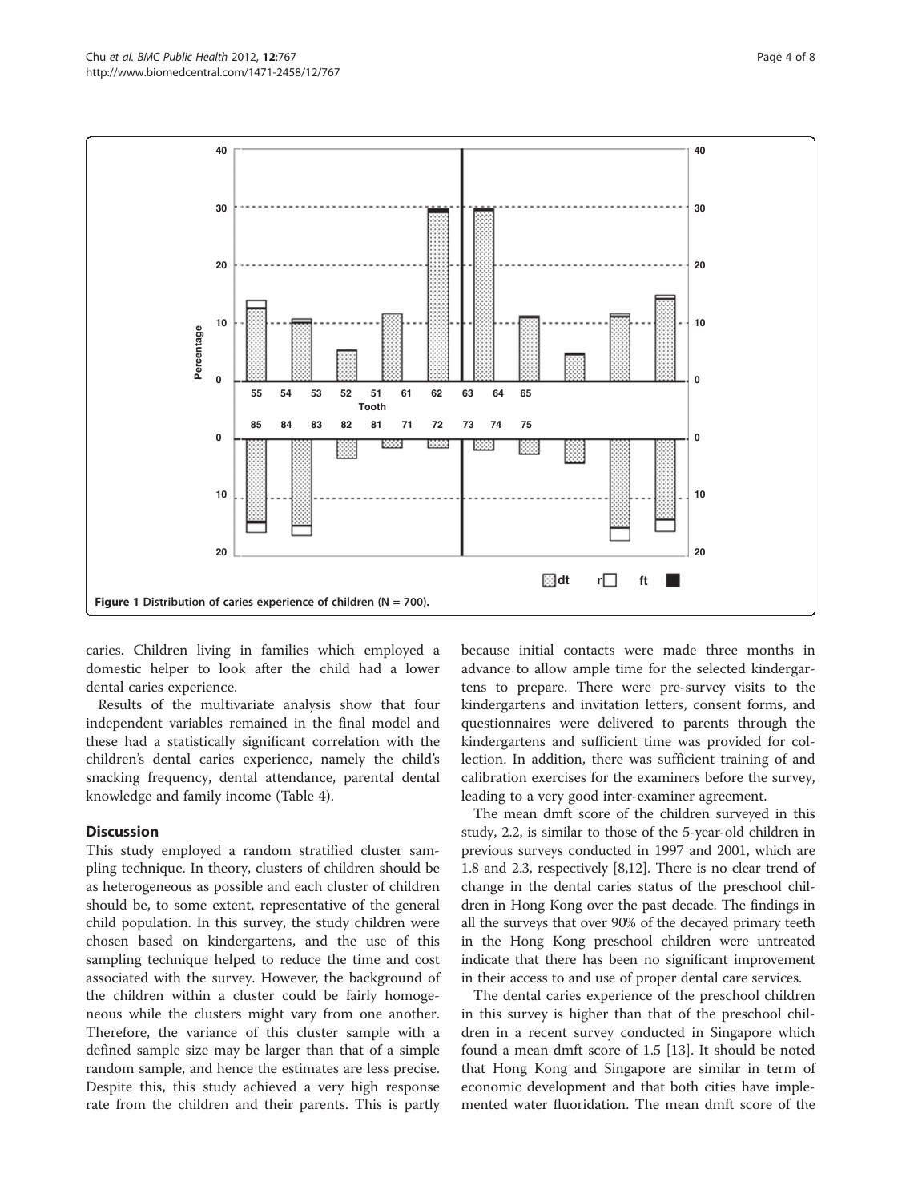Figure 1 Distribution of caries experience of children (N = 700).

caries. Children living in families which employed a domestic helper to look after the child had a lower dental caries experience.

Results of the multivariate analysis show that four independent variables remained in the final model and these had a statistically significant correlation with the children's dental caries experience, namely the child's snacking frequency, dental attendance, parental dental knowledge and family income (Table 4).

## Discussion

This study employed a random stratified cluster sampling technique. In theory, clusters of children should be as heterogeneous as possible and each cluster of children should be, to some extent, representative of the general child population. In this survey, the study children were chosen based on kindergartens, and the use of this sampling technique helped to reduce the time and cost associated with the survey. However, the background of the children within a cluster could be fairly homogeneous while the clusters might vary from one another. Therefore, the variance of this cluster sample with a defined sample size may be larger than that of a simple random sample, and hence the estimates are less precise. Despite this, this study achieved a very high response rate from the children and their parents. This is partly because initial contacts were made three months in advance to allow ample time for the selected kindergartens to prepare. There were pre-survey visits to the kindergartens and invitation letters, consent forms, and questionnaires were delivered to parents through the kindergartens and sufficient time was provided for collection. In addition, there was sufficient training of and calibration exercises for the examiners before the survey, leading to a very good inter-examiner agreement.

The mean dmft score of the children surveyed in this study, 2.2, is similar to those of the 5-year-old children in previous surveys conducted in 1997 and 2001, which are 1.8 and 2.3, respectively [8,12]. There is no clear trend of change in the dental caries status of the preschool children in Hong Kong over the past decade. The findings in all the surveys that over 90% of the decayed primary teeth in the Hong Kong preschool children were untreated indicate that there has been no significant improvement in their access to and use of proper dental care services.

The dental caries experience of the preschool children in this survey is higher than that of the preschool children in a recent survey conducted in Singapore which found a mean dmft score of 1.5 [13]. It should be noted that Hong Kong and Singapore are similar in term of economic development and that both cities have implemented water fluoridation. The mean dmft score of the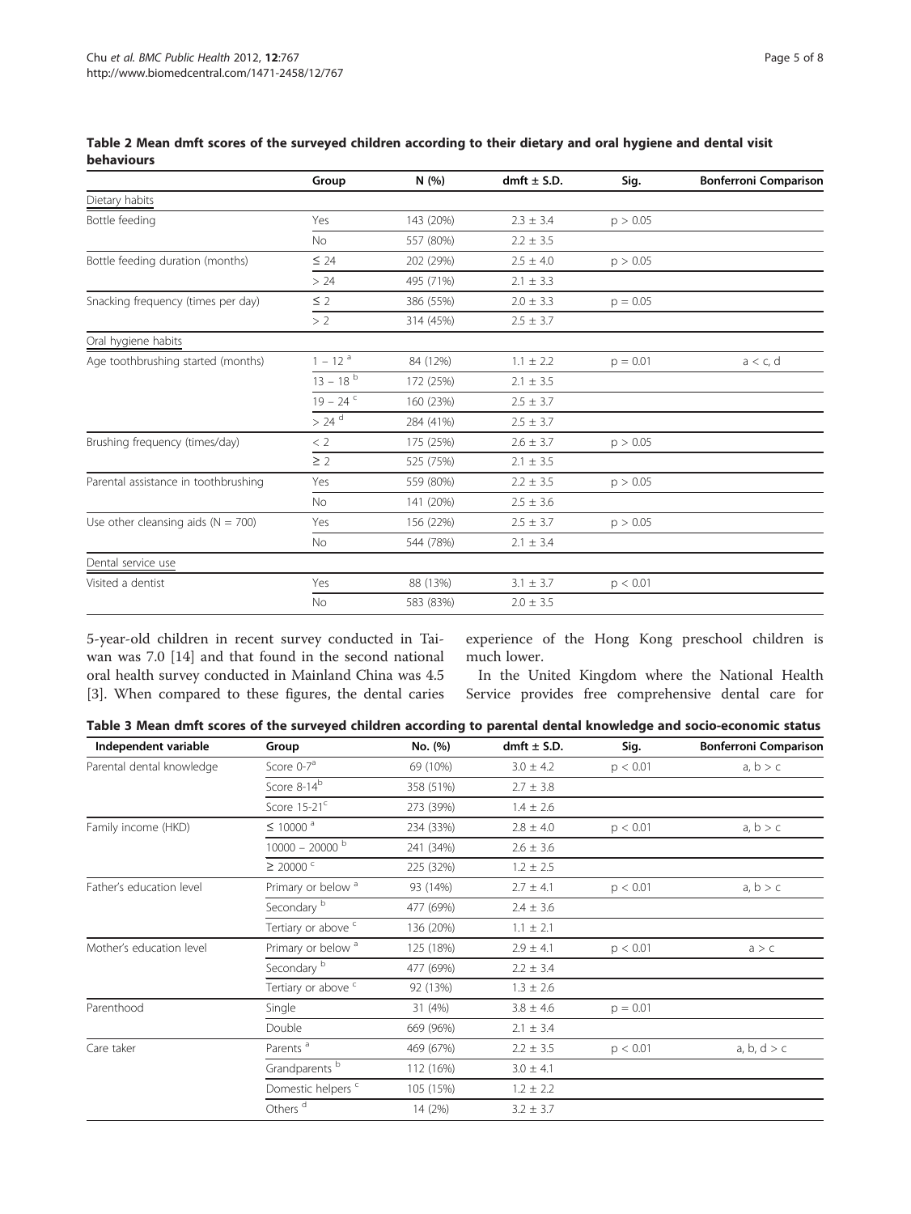**Table 2 Mean dmft scores of the surveyed children according to their dietary and oral hygiene and dental visit behaviours**

| | Group | N (%) | dmft ± S.D. | Sig. | Bonferroni Comparison |
|---|---|---|---|---|---|
| Dietary habits | | | | | |
| Bottle feeding | Yes | 143 (20%) | 2.3 ± 3.4 | $p > 0.05$ | |
| | No | 557 (80%) | 2.2 ± 3.5 | | |
| Bottle feeding duration (months) | ≤ 24 | 202 (29%) | 2.5 ± 4.0 | $p > 0.05$ | |
| | > 24 | 495 (71%) | 2.1 ± 3.3 | | |
| Snacking frequency (times per day) | ≤ 2 | 386 (55%) | 2.0 ± 3.3 | $p = 0.05$ | |
| | > 2 | 314 (45%) | 2.5 ± 3.7 | | |
| Oral hygiene habits | | | | | |
| Age toothbrushing started (months) | 1 – 12 [a] | 84 (12%) | 1.1 ± 2.2 | $p = 0.01$ | a < c, d |
| | 13 – 18 [b] | 172 (25%) | 2.1 ± 3.5 | | |
| | 19 – 24 [c] | 160 (23%) | 2.5 ± 3.7 | | |
| | > 24 [d] | 284 (41%) | 2.5 ± 3.7 | | |
| Brushing frequency (times/day) | < 2 | 175 (25%) | 2.6 ± 3.7 | $p > 0.05$ | |
| | ≥ 2 | 525 (75%) | 2.1 ± 3.5 | | |
| Parental assistance in toothbrushing | Yes | 559 (80%) | 2.2 ± 3.5 | $p > 0.05$ | |
| | No | 141 (20%) | 2.5 ± 3.6 | | |
| Use other cleansing aids (N = 700) | Yes | 156 (22%) | 2.5 ± 3.7 | $p > 0.05$ | |
| | No | 544 (78%) | 2.1 ± 3.4 | | |
| Dental service use | | | | | |
| Visited a dentist | Yes | 88 (13%) | 3.1 ± 3.7 | $p < 0.01$ | |
| | No | 583 (83%) | 2.0 ± 3.5 | | |

5-year-old children in recent survey conducted in Taiwan was 7.0 [14] and that found in the second national oral health survey conducted in Mainland China was 4.5 [3]. When compared to these figures, the dental caries experience of the Hong Kong preschool children is much lower.

In the United Kingdom where the National Health Service provides free comprehensive dental care for

**Table 3 Mean dmft scores of the surveyed children according to parental dental knowledge and socio-economic status**

| Independent variable | Group | No. (%) | dmft ± S.D. | Sig. | Bonferroni Comparison |
|---|---|---|---|---|---|
| Parental dental knowledge | Score 0-7 [a] | 69 (10%) | 3.0 ± 4.2 | $p < 0.01$ | a, b > c |
| | Score 8-14 [b] | 358 (51%) | 2.7 ± 3.8 | | |
| | Score 15-21 [c] | 273 (39%) | 1.4 ± 2.6 | | |
| Family income (HKD) | ≤ 10000 [a] | 234 (33%) | 2.8 ± 4.0 | $p < 0.01$ | a, b > c |
| | 10000 – 20000 [b] | 241 (34%) | 2.6 ± 3.6 | | |
| | ≥ 20000 [c] | 225 (32%) | 1.2 ± 2.5 | | |
| Father's education level | Primary or below [a] | 93 (14%) | 2.7 ± 4.1 | $p < 0.01$ | a, b > c |
| | Secondary [b] | 477 (69%) | 2.4 ± 3.6 | | |
| | Tertiary or above [c] | 136 (20%) | 1.1 ± 2.1 | | |
| Mother's education level | Primary or below [a] | 125 (18%) | 2.9 ± 4.1 | $p < 0.01$ | a > c |
| | Secondary [b] | 477 (69%) | 2.2 ± 3.4 | | |
| | Tertiary or above [c] | 92 (13%) | 1.3 ± 2.6 | | |
| Parenthood | Single | 31 (4%) | 3.8 ± 4.6 | $p = 0.01$ | |
| | Double | 669 (96%) | 2.1 ± 3.4 | | |
| Care taker | Parents [a] | 469 (67%) | 2.2 ± 3.5 | $p < 0.01$ | a, b, d > c |
| | Grandparents [b] | 112 (16%) | 3.0 ± 4.1 | | |
| | Domestic helpers [c] | 105 (15%) | 1.2 ± 2.2 | | |
| | Others [d] | 14 (2%) | 3.2 ± 3.7 | | |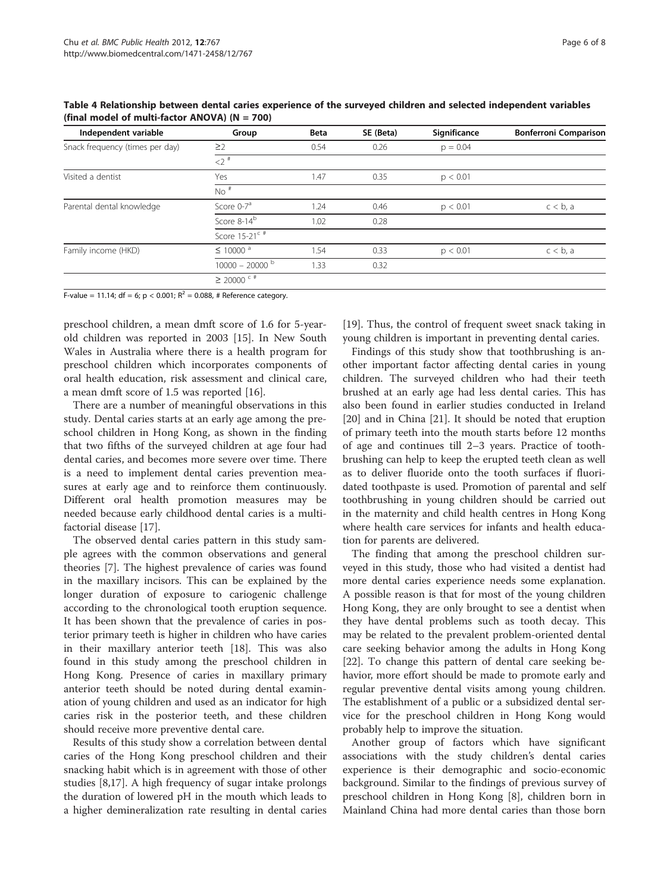**Table 4 Relationship between dental caries experience of the surveyed children and selected independent variables (final model of multi-factor ANOVA) (N = 700)**

| Independent variable | Group | Beta | SE (Beta) | Significance | Bonferroni Comparison |
|---|---|---|---|---|---|
| Snack frequency (times per day) | ≥2 | 0.54 | 0.26 | $p = 0.04$ | |
| | <2 [#] | | | | |
| Visited a dentist | Yes | 1.47 | 0.35 | $p < 0.01$ | |
| | No [#] | | | | |
| Parental dental knowledge | Score 0-7[a] | 1.24 | 0.46 | $p < 0.01$ | c < b, a |
| | Score 8-14[b] | 1.02 | 0.28 | | |
| | Score 15-21[c #] | | | | |
| Family income (HKD) | ≤ 10000 [a] | 1.54 | 0.33 | $p < 0.01$ | c < b, a |
| | 10000 – 20000 [b] | 1.33 | 0.32 | | |
| | ≥ 20000 [c #] | | | | |

F-value = 11.14; df = 6; $p < 0.001$; $R^2 = 0.088$, # Reference category.

preschool children, a mean dmft score of 1.6 for 5-year-old children was reported in 2003 [15]. In New South Wales in Australia where there is a health program for preschool children which incorporates components of oral health education, risk assessment and clinical care, a mean dmft score of 1.5 was reported [16].

There are a number of meaningful observations in this study. Dental caries starts at an early age among the preschool children in Hong Kong, as shown in the finding that two fifths of the surveyed children at age four had dental caries, and becomes more severe over time. There is a need to implement dental caries prevention measures at early age and to reinforce them continuously. Different oral health promotion measures may be needed because early childhood dental caries is a multifactorial disease [17].

The observed dental caries pattern in this study sample agrees with the common observations and general theories [7]. The highest prevalence of caries was found in the maxillary incisors. This can be explained by the longer duration of exposure to cariogenic challenge according to the chronological tooth eruption sequence. It has been shown that the prevalence of caries in posterior primary teeth is higher in children who have caries in their maxillary anterior teeth [18]. This was also found in this study among the preschool children in Hong Kong. Presence of caries in maxillary primary anterior teeth should be noted during dental examination of young children and used as an indicator for high caries risk in the posterior teeth, and these children should receive more preventive dental care.

Results of this study show a correlation between dental caries of the Hong Kong preschool children and their snacking habit which is in agreement with those of other studies [8,17]. A high frequency of sugar intake prolongs the duration of lowered pH in the mouth which leads to a higher demineralization rate resulting in dental caries [19]. Thus, the control of frequent sweet snack taking in young children is important in preventing dental caries.

Findings of this study show that toothbrushing is another important factor affecting dental caries in young children. The surveyed children who had their teeth brushed at an early age had less dental caries. This has also been found in earlier studies conducted in Ireland [20] and in China [21]. It should be noted that eruption of primary teeth into the mouth starts before 12 months of age and continues till 2–3 years. Practice of toothbrushing can help to keep the erupted teeth clean as well as to deliver fluoride onto the tooth surfaces if fluoridated toothpaste is used. Promotion of parental and self toothbrushing in young children should be carried out in the maternity and child health centres in Hong Kong where health care services for infants and health education for parents are delivered.

The finding that among the preschool children surveyed in this study, those who had visited a dentist had more dental caries experience needs some explanation. A possible reason is that for most of the young children Hong Kong, they are only brought to see a dentist when they have dental problems such as tooth decay. This may be related to the prevalent problem-oriented dental care seeking behavior among the adults in Hong Kong [22]. To change this pattern of dental care seeking behavior, more effort should be made to promote early and regular preventive dental visits among young children. The establishment of a public or a subsidized dental service for the preschool children in Hong Kong would probably help to improve the situation.

Another group of factors which have significant associations with the study children's dental caries experience is their demographic and socio-economic background. Similar to the findings of previous survey of preschool children in Hong Kong [8], children born in Mainland China had more dental caries than those born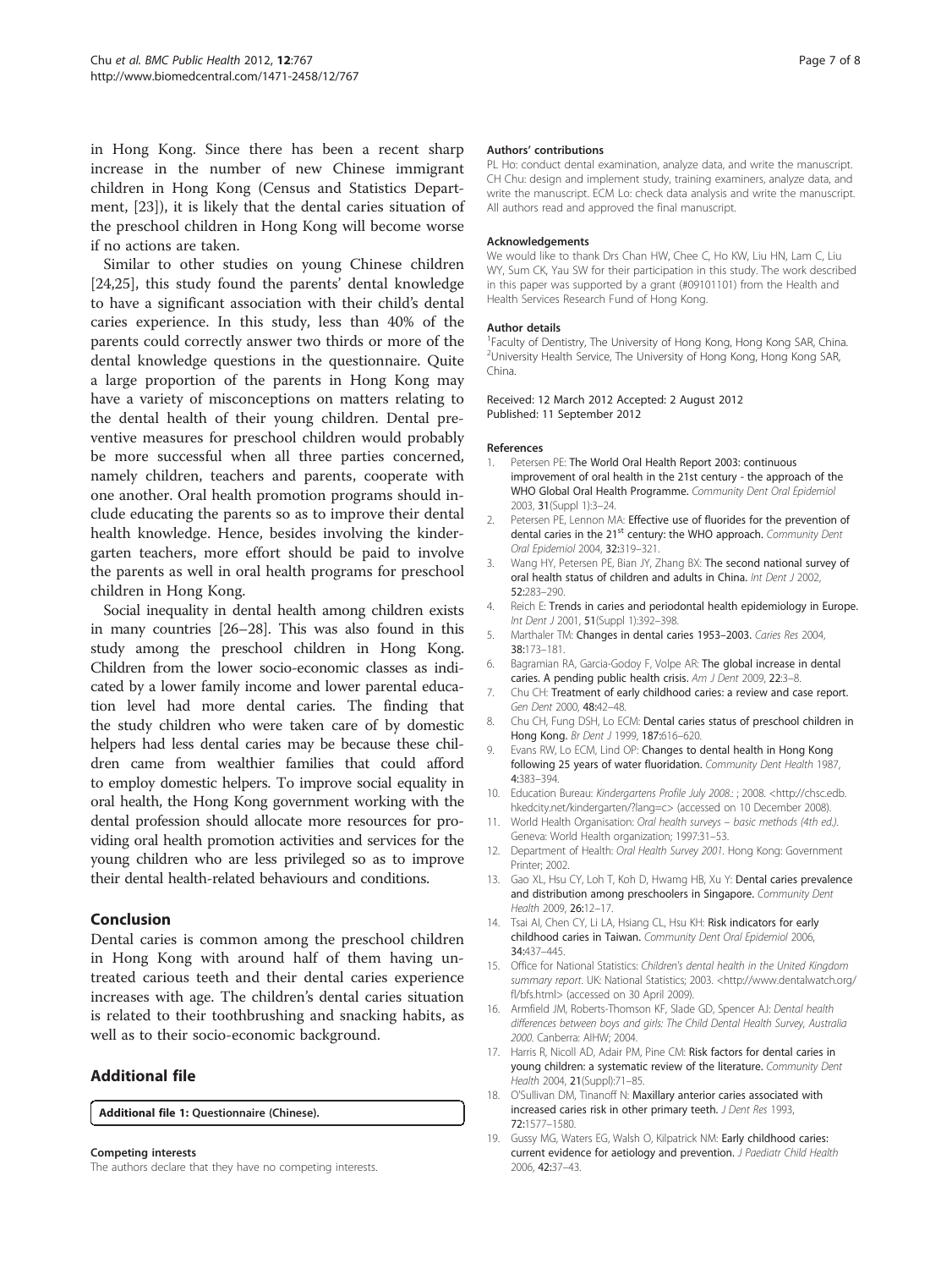in Hong Kong. Since there has been a recent sharp increase in the number of new Chinese immigrant children in Hong Kong (Census and Statistics Department, [23]), it is likely that the dental caries situation of the preschool children in Hong Kong will become worse if no actions are taken.

Similar to other studies on young Chinese children [24,25], this study found the parents' dental knowledge to have a significant association with their child's dental caries experience. In this study, less than 40% of the parents could correctly answer two thirds or more of the dental knowledge questions in the questionnaire. Quite a large proportion of the parents in Hong Kong may have a variety of misconceptions on matters relating to the dental health of their young children. Dental preventive measures for preschool children would probably be more successful when all three parties concerned, namely children, teachers and parents, cooperate with one another. Oral health promotion programs should include educating the parents so as to improve their dental health knowledge. Hence, besides involving the kindergarten teachers, more effort should be paid to involve the parents as well in oral health programs for preschool children in Hong Kong.

Social inequality in dental health among children exists in many countries [26–28]. This was also found in this study among the preschool children in Hong Kong. Children from the lower socio-economic classes as indicated by a lower family income and lower parental education level had more dental caries. The finding that the study children who were taken care of by domestic helpers had less dental caries may be because these children came from wealthier families that could afford to employ domestic helpers. To improve social equality in oral health, the Hong Kong government working with the dental profession should allocate more resources for providing oral health promotion activities and services for the young children who are less privileged so as to improve their dental health-related behaviours and conditions.

## Conclusion

Dental caries is common among the preschool children in Hong Kong with around half of them having untreated carious teeth and their dental caries experience increases with age. The children's dental caries situation is related to their toothbrushing and snacking habits, as well as to their socio-economic background.

## Additional file

**Additional file 1: Questionnaire (Chinese).**

#### Competing interests
The authors declare that they have no competing interests.

#### Authors' contributions
PL Ho: conduct dental examination, analyze data, and write the manuscript. CH Chu: design and implement study, training examiners, analyze data, and write the manuscript. ECM Lo: check data analysis and write the manuscript. All authors read and approved the final manuscript.

#### Acknowledgements
We would like to thank Drs Chan HW, Chee C, Ho KW, Liu HN, Lam C, Liu WY, Sum CK, Yau SW for their participation in this study. The work described in this paper was supported by a grant (#09101101) from the Health and Health Services Research Fund of Hong Kong.

#### Author details
[1]Faculty of Dentistry, The University of Hong Kong, Hong Kong SAR, China. [2]University Health Service, The University of Hong Kong, Hong Kong SAR, China.

Received: 12 March 2012 Accepted: 2 August 2012
Published: 11 September 2012

#### References

1. Petersen PE: **The World Oral Health Report 2003: continuous improvement of oral health in the 21st century - the approach of the WHO Global Oral Health Programme.** *Community Dent Oral Epidemiol* 2003, **31**(Suppl 1):3–24.
2. Petersen PE, Lennon MA: **Effective use of fluorides for the prevention of dental caries in the 21st century: the WHO approach.** *Community Dent Oral Epidemiol* 2004, **32:**319–321.
3. Wang HY, Petersen PE, Bian JY, Zhang BX: **The second national survey of oral health status of children and adults in China.** *Int Dent J* 2002, **52:**283–290.
4. Reich E: **Trends in caries and periodontal health epidemiology in Europe.** *Int Dent J* 2001, **51**(Suppl 1):392–398.
5. Marthaler TM: **Changes in dental caries 1953–2003.** *Caries Res* 2004, **38:**173–181.
6. Bagramian RA, Garcia-Godoy F, Volpe AR: **The global increase in dental caries. A pending public health crisis.** *Am J Dent* 2009, **22:**3–8.
7. Chu CH: **Treatment of early childhood caries: a review and case report.** *Gen Dent* 2000, **48:**42–48.
8. Chu CH, Fung DSH, Lo ECM: **Dental caries status of preschool children in Hong Kong.** *Br Dent J* 1999, **187:**616–620.
9. Evans RW, Lo ECM, Lind OP: **Changes to dental health in Hong Kong following 25 years of water fluoridation.** *Community Dent Health* 1987, **4:**383–394.
10. Education Bureau: *Kindergartens Profile July 2008:*; 2008. <http://chsc.edb.hkedcity.net/kindergarten/?lang=c> (accessed on 10 December 2008).
11. World Health Organisation: *Oral health surveys – basic methods (4th ed.).* Geneva: World Health organization; 1997:31–53.
12. Department of Health: *Oral Health Survey 2001.* Hong Kong: Government Printer; 2002.
13. Gao XL, Hsu CY, Loh T, Koh D, Hwamg HB, Xu Y: **Dental caries prevalence and distribution among preschoolers in Singapore.** *Community Dent Health* 2009, **26:**12–17.
14. Tsai AI, Chen CY, Li LA, Hsiang CL, Hsu KH: **Risk indicators for early childhood caries in Taiwan.** *Community Dent Oral Epidemiol* 2006, **34:**437–445.
15. Office for National Statistics: *Children's dental health in the United Kingdom summary report.* UK: National Statistics; 2003. <http://www.dentalwatch.org/fl/bfs.html> (accessed on 30 April 2009).
16. Armfield JM, Roberts-Thomson KF, Slade GD, Spencer AJ: *Dental health differences between boys and girls: The Child Dental Health Survey, Australia 2000.* Canberra: AIHW; 2004.
17. Harris R, Nicoll AD, Adair PM, Pine CM: **Risk factors for dental caries in young children: a systematic review of the literature.** *Community Dent Health* 2004, **21**(Suppl):71–85.
18. O'Sullivan DM, Tinanoff N: **Maxillary anterior caries associated with increased caries risk in other primary teeth.** *J Dent Res* 1993, **72:**1577–1580.
19. Gussy MG, Waters EG, Walsh O, Kilpatrick NM: **Early childhood caries: current evidence for aetiology and prevention.** *J Paediatr Child Health* 2006, **42:**37–43.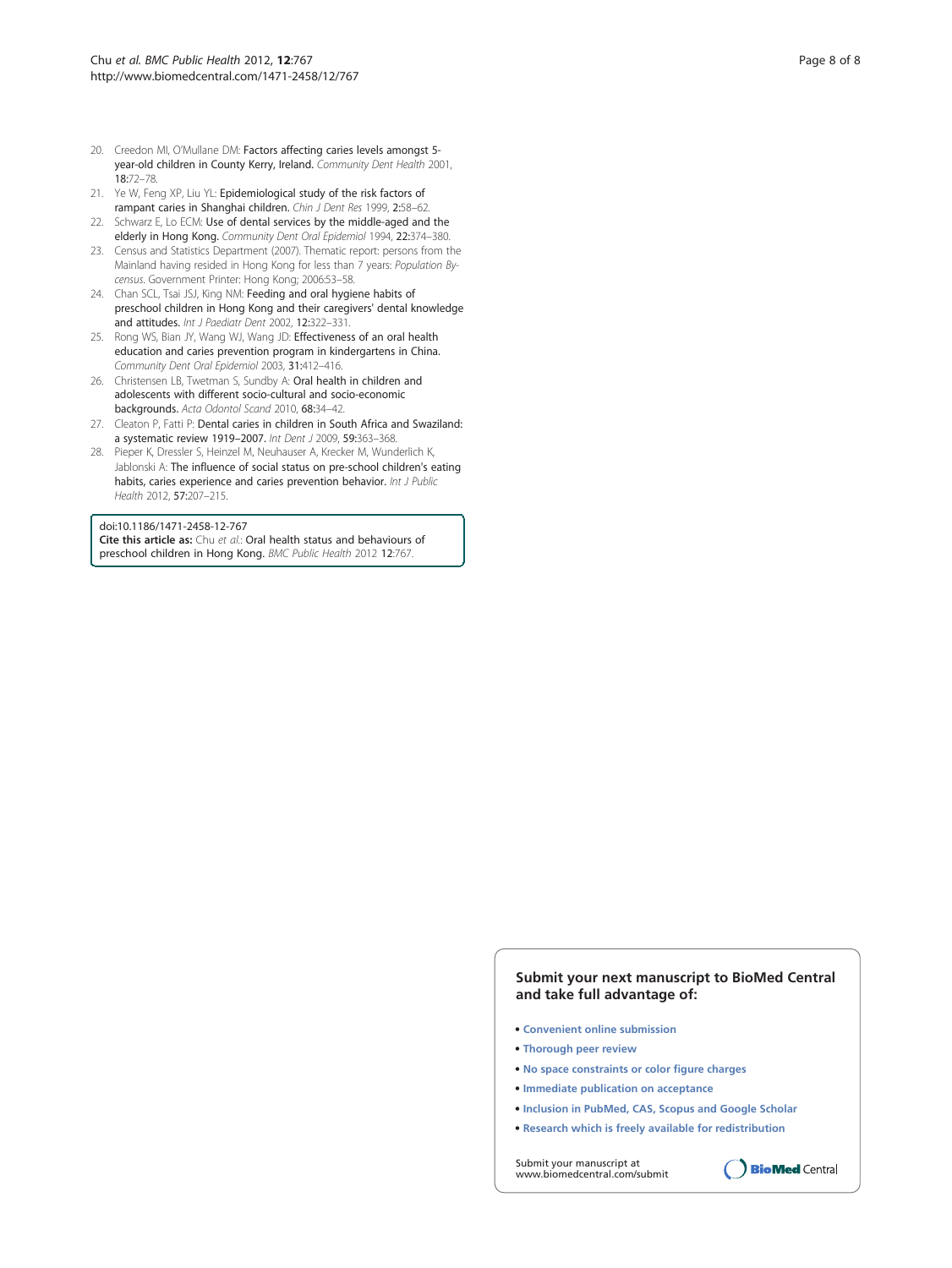20. Creedon MI, O'Mullane DM: **Factors affecting caries levels amongst 5-year-old children in County Kerry, Ireland.** *Community Dent Health* 2001, **18:**72–78.
21. Ye W, Feng XP, Liu YL: **Epidemiological study of the risk factors of rampant caries in Shanghai children.** *Chin J Dent Res* 1999, **2:**58–62.
22. Schwarz E, Lo ECM: **Use of dental services by the middle-aged and the elderly in Hong Kong.** *Community Dent Oral Epidemiol* 1994, **22:**374–380.
23. Census and Statistics Department (2007). Thematic report: persons from the Mainland having resided in Hong Kong for less than 7 years: *Population By-census*. Government Printer: Hong Kong; 2006:53–58.
24. Chan SCL, Tsai JSJ, King NM: **Feeding and oral hygiene habits of preschool children in Hong Kong and their caregivers' dental knowledge and attitudes.** *Int J Paediatr Dent* 2002, **12:**322–331.
25. Rong WS, Bian JY, Wang WJ, Wang JD: **Effectiveness of an oral health education and caries prevention program in kindergartens in China.** *Community Dent Oral Epidemiol* 2003, **31:**412–416.
26. Christensen LB, Twetman S, Sundby A: **Oral health in children and adolescents with different socio-cultural and socio-economic backgrounds.** *Acta Odontol Scand* 2010, **68:**34–42.
27. Cleaton P, Fatti P: **Dental caries in children in South Africa and Swaziland: a systematic review 1919–2007.** *Int Dent J* 2009, **59:**363–368.
28. Pieper K, Dressler S, Heinzel M, Neuhauser A, Krecker M, Wunderlich K, Jablonski A: **The influence of social status on pre-school children's eating habits, caries experience and caries prevention behavior.** *Int J Public Health* 2012, **57:**207–215.

doi:10.1186/1471-2458-12-767
**Cite this article as:** Chu *et al.*: Oral health status and behaviours of preschool children in Hong Kong. *BMC Public Health* 2012 **12**:767.

**Submit your next manuscript to BioMed Central and take full advantage of:**

- **Convenient online submission**
- **Thorough peer review**
- **No space constraints or color figure charges**
- **Immediate publication on acceptance**
- **Inclusion in PubMed, CAS, Scopus and Google Scholar**
- **Research which is freely available for redistribution**

Submit your manuscript at
www.biomedcentral.com/submit

BioMed Central